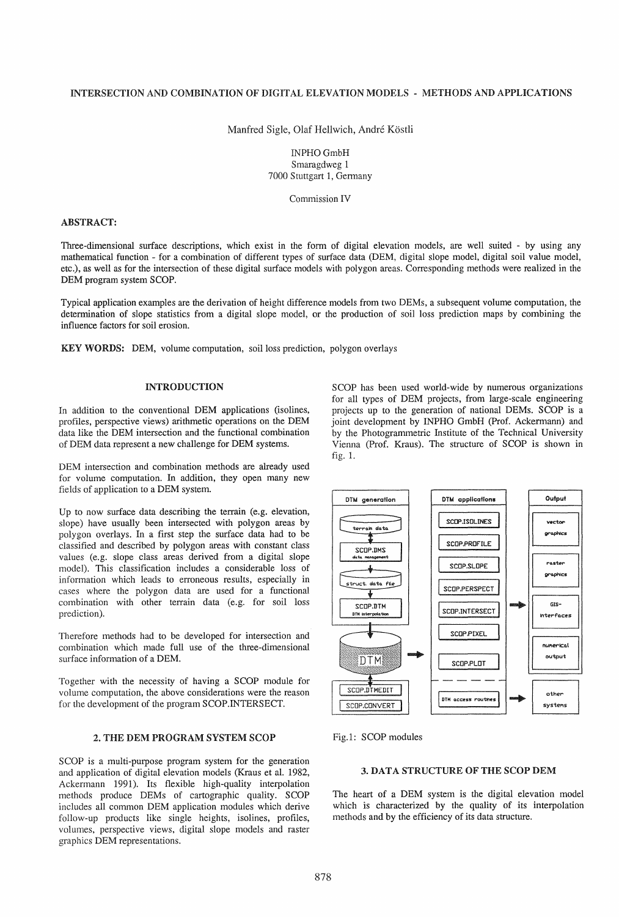# INTERSECTION AND COMBINATION OF DIGITAL ELEVATION MODELS - METHODS AND APPLICATIONS

Manfred Sigle, Olaf Hellwich, André Köstli

INPHO GmbH
Smaragdweg 1
7000 Stuttgart 1, Germany

Commission IV

**ABSTRACT:**

Three-dimensional surface descriptions, which exist in the form of digital elevation models, are well suited - by using any mathematical function - for a combination of different types of surface data (DEM, digital slope model, digital soil value model, etc.), as well as for the intersection of these digital surface models with polygon areas. Corresponding methods were realized in the DEM program system SCOP.

Typical application examples are the derivation of height difference models from two DEMs, a subsequent volume computation, the determination of slope statistics from a digital slope model, or the production of soil loss prediction maps by combining the influence factors for soil erosion.

**KEY WORDS:** DEM, volume computation, soil loss prediction, polygon overlays

## INTRODUCTION

In addition to the conventional DEM applications (isolines, profiles, perspective views) arithmetic operations on the DEM data like the DEM intersection and the functional combination of DEM data represent a new challenge for DEM systems.

DEM intersection and combination methods are already used for volume computation. In addition, they open many new fields of application to a DEM system.

Up to now surface data describing the terrain (e.g. elevation, slope) have usually been intersected with polygon areas by polygon overlays. In a first step the surface data had to be classified and described by polygon areas with constant class values (e.g. slope class areas derived from a digital slope model). This classification includes a considerable loss of information which leads to erroneous results, especially in cases where the polygon data are used for a functional combination with other terrain data (e.g. for soil loss prediction).

Therefore methods had to be developed for intersection and combination which made full use of the three-dimensional surface information of a DEM.

Together with the necessity of having a SCOP module for volume computation, the above considerations were the reason for the development of the program SCOP.INTERSECT.

## 2. THE DEM PROGRAM SYSTEM SCOP

SCOP is a multi-purpose program system for the generation and application of digital elevation models (Kraus et al. 1982, Ackermann 1991). Its flexible high-quality interpolation methods produce DEMs of cartographic quality. SCOP includes all common DEM application modules which derive follow-up products like single heights, isolines, profiles, volumes, perspective views, digital slope models and raster graphics DEM representations.

SCOP has been used world-wide by numerous organizations for all types of DEM projects, from large-scale engineering projects up to the generation of national DEMs. SCOP is a joint development by INPHO GmbH (Prof. Ackermann) and by the Photogrammetric Institute of the Technical University Vienna (Prof. Kraus). The structure of SCOP is shown in fig. 1.

| DTM generation | DTM applications | Output |
|---|---|---|
| terrain data | SCOP.ISOLINES | vector graphics |
| SCOP.DMS data management | SCOP.PROFILE | raster graphics |
| struct. data file | SCOP.SLOPE | GIS-interfaces |
| SCOP.DTM DTM interpolation | SCOP.PERSPECT | numerical output |
| DTM | SCOP.INTERSECT | other systems |
| SCOP.DTMEDIT | SCOP.PIXEL | |
| SCOP.CONVERT | SCOP.PLOT | |
| | DTM access routines | |

Fig.1: SCOP modules

## 3. DATA STRUCTURE OF THE SCOP DEM

The heart of a DEM system is the digital elevation model which is characterized by the quality of its interpolation methods and by the efficiency of its data structure.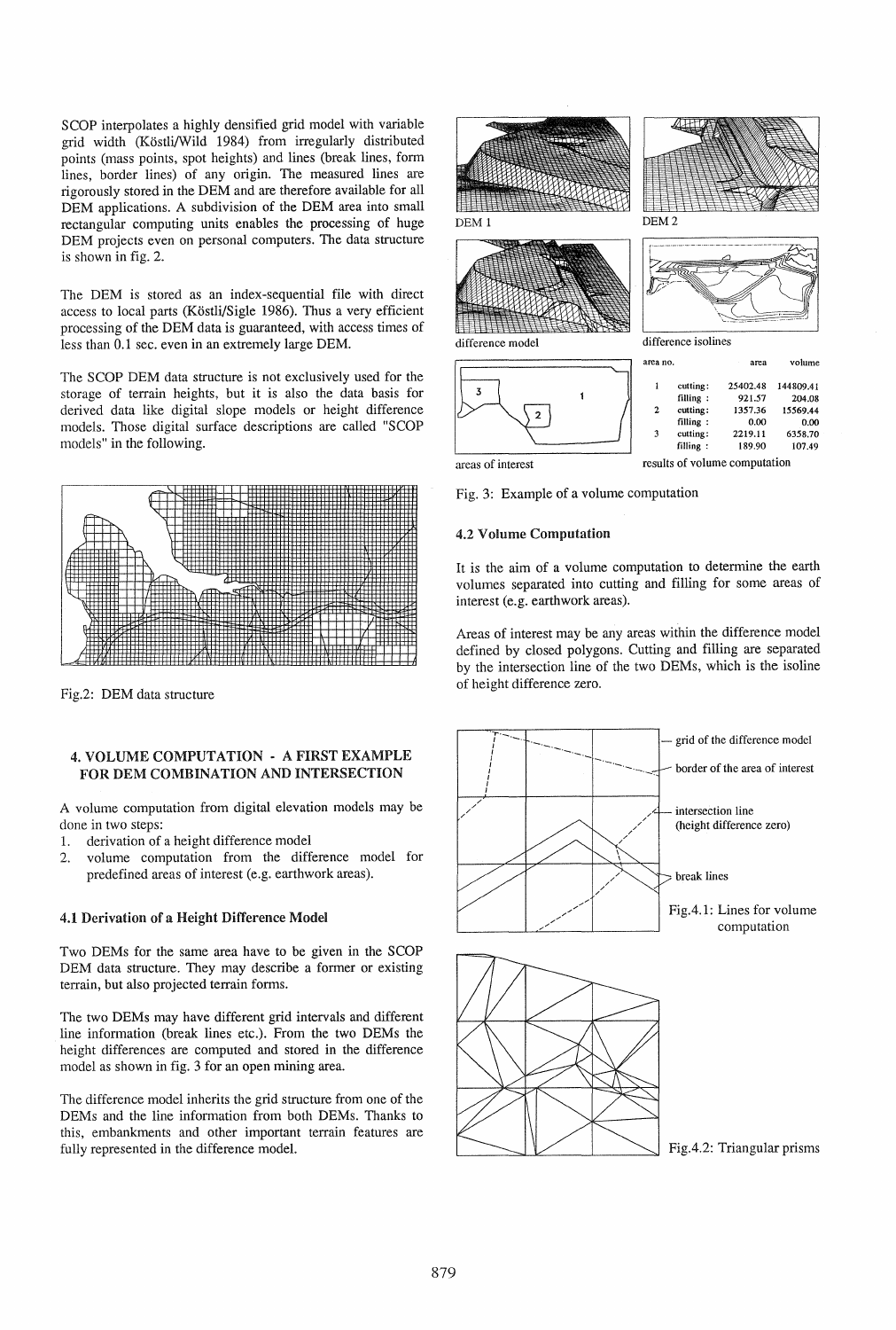SCOP interpolates a highly densified grid model with variable grid width (Köstli/Wild 1984) from irregularly distributed points (mass points, spot heights) and lines (break lines, form lines, border lines) of any origin. The measured lines are rigorously stored in the DEM and are therefore available for all DEM applications. A subdivision of the DEM area into small rectangular computing units enables the processing of huge DEM projects even on personal computers. The data structure is shown in fig. 2.

The DEM is stored as an index-sequential file with direct access to local parts (Köstli/Sigle 1986). Thus a very efficient processing of the DEM data is guaranteed, with access times of less than 0.1 sec. even in an extremely large DEM.

The SCOP DEM data structure is not exclusively used for the storage of terrain heights, but it is also the data basis for derived data like digital slope models or height difference models. Those digital surface descriptions are called "SCOP models" in the following.

Fig.2: DEM data structure

## 4. VOLUME COMPUTATION - A FIRST EXAMPLE FOR DEM COMBINATION AND INTERSECTION

A volume computation from digital elevation models may be done in two steps:

1. derivation of a height difference model
2. volume computation from the difference model for predefined areas of interest (e.g. earthwork areas).

### 4.1 Derivation of a Height Difference Model

Two DEMs for the same area have to be given in the SCOP DEM data structure. They may describe a former or existing terrain, but also projected terrain forms.

The two DEMs may have different grid intervals and different line information (break lines etc.). From the two DEMs the height differences are computed and stored in the difference model as shown in fig. 3 for an open mining area.

The difference model inherits the grid structure from one of the DEMs and the line information from both DEMs. Thanks to this, embankments and other important terrain features are fully represented in the difference model.

DEM 1

DEM 2

difference model

difference isolines

areas of interest

| area no. | | area | volume |
|---|---|---|---|
| 1 | cutting: | 25402.48 | 144809.41 |
| | filling : | 921.57 | 204.08 |
| 2 | cutting: | 1357.36 | 15569.44 |
| | filling : | 0.00 | 0.00 |
| 3 | cutting: | 2219.11 | 6358.70 |
| | filling : | 189.90 | 107.49 |

results of volume computation

Fig. 3: Example of a volume computation

### 4.2 Volume Computation

It is the aim of a volume computation to determine the earth volumes separated into cutting and filling for some areas of interest (e.g. earthwork areas).

Areas of interest may be any areas within the difference model defined by closed polygons. Cutting and filling are separated by the intersection line of the two DEMs, which is the isoline of height difference zero.

— grid of the difference model

— border of the area of interest

— intersection line (height difference zero)

— break lines

Fig.4.1: Lines for volume computation

Fig.4.2: Triangular prisms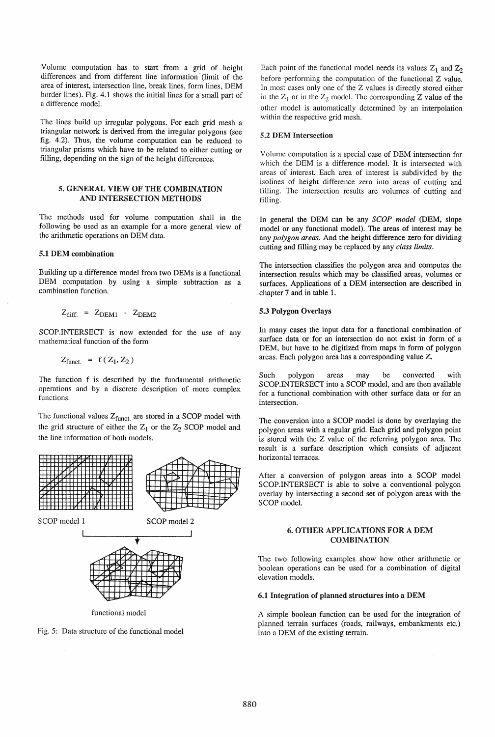Volume computation has to start from a grid of height differences and from different line information (limit of the area of interest, intersection line, break lines, form lines, DEM border lines). Fig. 4.1 shows the initial lines for a small part of a difference model.

The lines build up irregular polygons. For each grid mesh a triangular network is derived from the irregular polygons (see fig. 4.2). Thus, the volume computation can be reduced to triangular prisms which have to be related to either cutting or filling, depending on the sign of the height differences.

## 5. GENERAL VIEW OF THE COMBINATION AND INTERSECTION METHODS

The methods used for volume computation shall in the following be used as an example for a more general view of the arithmetic operations on DEM data.

### 5.1 DEM combination

Building up a difference model from two DEMs is a functional DEM computation by using a simple subtraction as a combination function.

$$Z_{diff.} = Z_{DEM1} - Z_{DEM2}$$

SCOP.INTERSECT is now extended for the use of any mathematical function of the form

$$Z_{funct.} = f(Z_1, Z_2)$$

The function f is described by the fundamental arithmetic operations and by a discrete description of more complex functions.

The functional values $Z_{funct.}$ are stored in a SCOP model with the grid structure of either the $Z_1$ or the $Z_2$ SCOP model and the line information of both models.

SCOP model 1

SCOP model 2

functional model

Fig. 5: Data structure of the functional model

Each point of the functional model needs its values $Z_1$ and $Z_2$ before performing the computation of the functional Z value. In most cases only one of the Z values is directly stored either in the $Z_1$ or in the $Z_2$ model. The corresponding Z value of the other model is automatically determined by an interpolation within the respective grid mesh.

### 5.2 DEM Intersection

Volume computation is a special case of DEM intersection for which the DEM is a difference model. It is intersected with areas of interest. Each area of interest is subdivided by the isolines of height difference zero into areas of cutting and filling. The intersection results are volumes of cutting and filling.

In general the DEM can be any *SCOP model* (DEM, slope model or any functional model). The areas of interest may be any *polygon areas*. And the height difference zero for dividing cutting and filling may be replaced by any *class limits*.

The intersection classifies the polygon area and computes the intersection results which may be classified areas, volumes or surfaces. Applications of a DEM intersection are described in chapter 7 and in table 1.

### 5.3 Polygon Overlays

In many cases the input data for a functional combination of surface data or for an intersection do not exist in form of a DEM, but have to be digitized from maps in form of polygon areas. Each polygon area has a corresponding value Z.

Such polygon areas may be converted with SCOP.INTERSECT into a SCOP model, and are then available for a functional combination with other surface data or for an intersection.

The conversion into a SCOP model is done by overlaying the polygon areas with a regular grid. Each grid and polygon point is stored with the Z value of the referring polygon area. The result is a surface description which consists of adjacent horizontal terraces.

After a conversion of polygon areas into a SCOP model SCOP.INTERSECT is able to solve a conventional polygon overlay by intersecting a second set of polygon areas with the SCOP model.

## 6. OTHER APPLICATIONS FOR A DEM COMBINATION

The two following examples show how other arithmetic or boolean operations can be used for a combination of digital elevation models.

### 6.1 Integration of planned structures into a DEM

A simple boolean function can be used for the integration of planned terrain surfaces (roads, railways, embankments etc.) into a DEM of the existing terrain.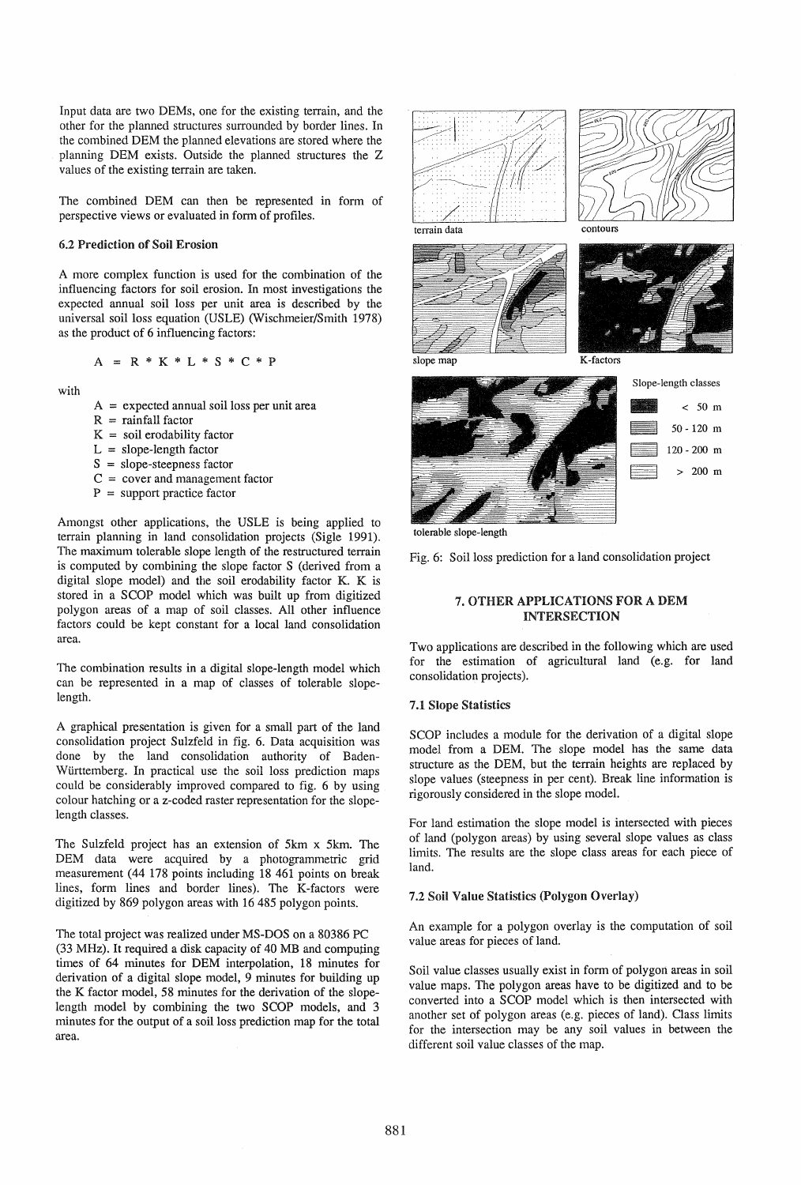Input data are two DEMs, one for the existing terrain, and the other for the planned structures surrounded by border lines. In the combined DEM the planned elevations are stored where the planning DEM exists. Outside the planned structures the Z values of the existing terrain are taken.

The combined DEM can then be represented in form of perspective views or evaluated in form of profiles.

### 6.2 Prediction of Soil Erosion

A more complex function is used for the combination of the influencing factors for soil erosion. In most investigations the expected annual soil loss per unit area is described by the universal soil loss equation (USLE) (Wischmeier/Smith 1978) as the product of 6 influencing factors:

$$A = R * K * L * S * C * P$$

with

- A = expected annual soil loss per unit area
- R = rainfall factor
- K = soil erodability factor
- L = slope-length factor
- S = slope-steepness factor
- C = cover and management factor
- P = support practice factor

Amongst other applications, the USLE is being applied to terrain planning in land consolidation projects (Sigle 1991). The maximum tolerable slope length of the restructured terrain is computed by combining the slope factor S (derived from a digital slope model) and the soil erodability factor K. K is stored in a SCOP model which was built up from digitized polygon areas of a map of soil classes. All other influence factors could be kept constant for a local land consolidation area.

The combination results in a digital slope-length model which can be represented in a map of classes of tolerable slope-length.

A graphical presentation is given for a small part of the land consolidation project Sulzfeld in fig. 6. Data acquisition was done by the land consolidation authority of Baden-Württemberg. In practical use the soil loss prediction maps could be considerably improved compared to fig. 6 by using colour hatching or a z-coded raster representation for the slope-length classes.

The Sulzfeld project has an extension of 5km x 5km. The DEM data were acquired by a photogrammetric grid measurement (44 178 points including 18 461 points on break lines, form lines and border lines). The K-factors were digitized by 869 polygon areas with 16 485 polygon points.

The total project was realized under MS-DOS on a 80386 PC (33 MHz). It required a disk capacity of 40 MB and computing times of 64 minutes for DEM interpolation, 18 minutes for derivation of a digital slope model, 9 minutes for building up the K factor model, 58 minutes for the derivation of the slope-length model by combining the two SCOP models, and 3 minutes for the output of a soil loss prediction map for the total area.

terrain data

contours

slope map

K-factors

Slope-length classes

- < 50 m
- 50 - 120 m
- 120 - 200 m
- > 200 m

tolerable slope-length

Fig. 6: Soil loss prediction for a land consolidation project

## 7. OTHER APPLICATIONS FOR A DEM INTERSECTION

Two applications are described in the following which are used for the estimation of agricultural land (e.g. for land consolidation projects).

### 7.1 Slope Statistics

SCOP includes a module for the derivation of a digital slope model from a DEM. The slope model has the same data structure as the DEM, but the terrain heights are replaced by slope values (steepness in per cent). Break line information is rigorously considered in the slope model.

For land estimation the slope model is intersected with pieces of land (polygon areas) by using several slope values as class limits. The results are the slope class areas for each piece of land.

### 7.2 Soil Value Statistics (Polygon Overlay)

An example for a polygon overlay is the computation of soil value areas for pieces of land.

Soil value classes usually exist in form of polygon areas in soil value maps. The polygon areas have to be digitized and to be converted into a SCOP model which is then intersected with another set of polygon areas (e.g. pieces of land). Class limits for the intersection may be any soil values in between the different soil value classes of the map.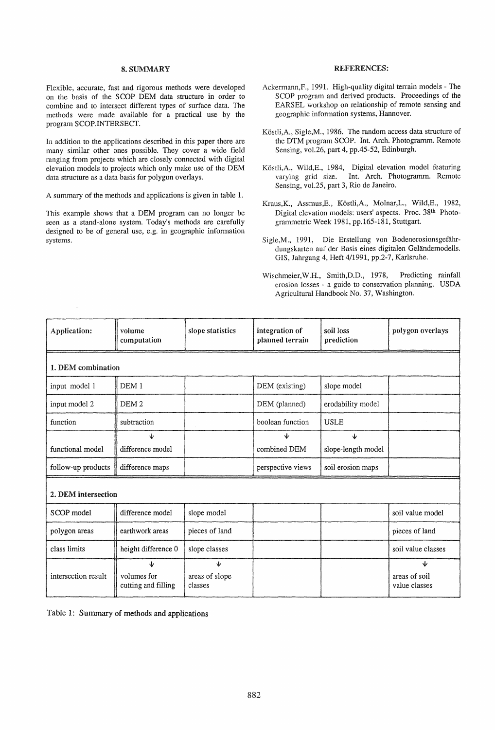## 8. SUMMARY

Flexible, accurate, fast and rigorous methods were developed on the basis of the SCOP DEM data structure in order to combine and to intersect different types of surface data. The methods were made available for a practical use by the program SCOP.INTERSECT.

In addition to the applications described in this paper there are many similar other ones possible. They cover a wide field ranging from projects which are closely connected with digital elevation models to projects which only make use of the DEM data structure as a data basis for polygon overlays.

A summary of the methods and applications is given in table 1.

This example shows that a DEM program can no longer be seen as a stand-alone system. Today's methods are carefully designed to be of general use, e.g. in geographic information systems.

## REFERENCES:

Ackermann,F., 1991. High-quality digital terrain models - The SCOP program and derived products. Proceedings of the EARSEL workshop on relationship of remote sensing and geographic information systems, Hannover.

Köstli,A., Sigle,M., 1986. The random access data structure of the DTM program SCOP. Int. Arch. Photogramm. Remote Sensing, vol.26, part 4, pp.45-52, Edinburgh.

Köstli,A., Wild,E., 1984, Digital elevation model featuring varying grid size. Int. Arch. Photogramm. Remote Sensing, vol.25, part 3, Rio de Janeiro.

Kraus,K., Assmus,E., Köstli,A., Molnar,L., Wild,E., 1982, Digital elevation models: users' aspects. Proc. 38th Photogrammetric Week 1981, pp.165-181, Stuttgart.

Sigle,M., 1991, Die Erstellung von Bodenerosionsgefährdungskarten auf der Basis eines digitalen Geländemodells. GIS, Jahrgang 4, Heft 4/1991, pp.2-7, Karlsruhe.

Wischmeier,W.H., Smith,D.D., 1978, Predicting rainfall erosion losses - a guide to conservation planning. USDA Agricultural Handbook No. 37, Washington.

| Application: | volume computation | slope statistics | integration of planned terrain | soil loss prediction | polygon overlays |
|---|---|---|---|---|---|
| **1. DEM combination** | | | | | |
| input model 1 | DEM 1 | | DEM (existing) | slope model | |
| input model 2 | DEM 2 | | DEM (planned) | erodability model | |
| function | subtraction | | boolean function | USLE | |
| | ↓ | | ↓ | ↓ | |
| functional model | difference model | | combined DEM | slope-length model | |
| follow-up products | difference maps | | perspective views | soil erosion maps | |
| **2. DEM intersection** | | | | | |
| SCOP model | difference model | slope model | | | soil value model |
| polygon areas | earthwork areas | pieces of land | | | pieces of land |
| class limits | height difference 0 | slope classes | | | soil value classes |
| | ↓ | ↓ | | | ↓ |
| intersection result | volumes for cutting and filling | areas of slope classes | | | areas of soil value classes |

Table 1: Summary of methods and applications